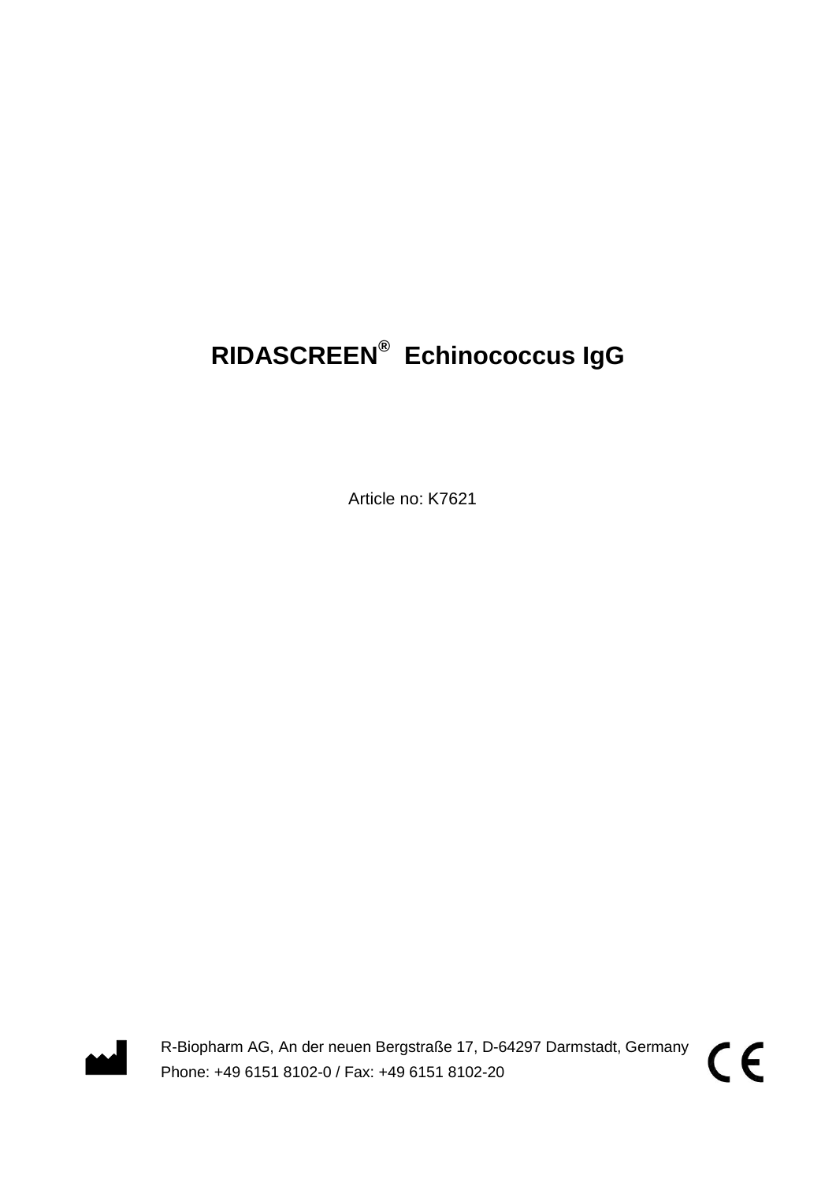# RIDASCREEN® Echinococcus IgG

Article no: K7621

R-Biopharm AG, An der neuen Bergstraße 17, D-64297 Darmstadt, Germany
Phone: +49 6151 8102-0 / Fax: +49 6151 8102-20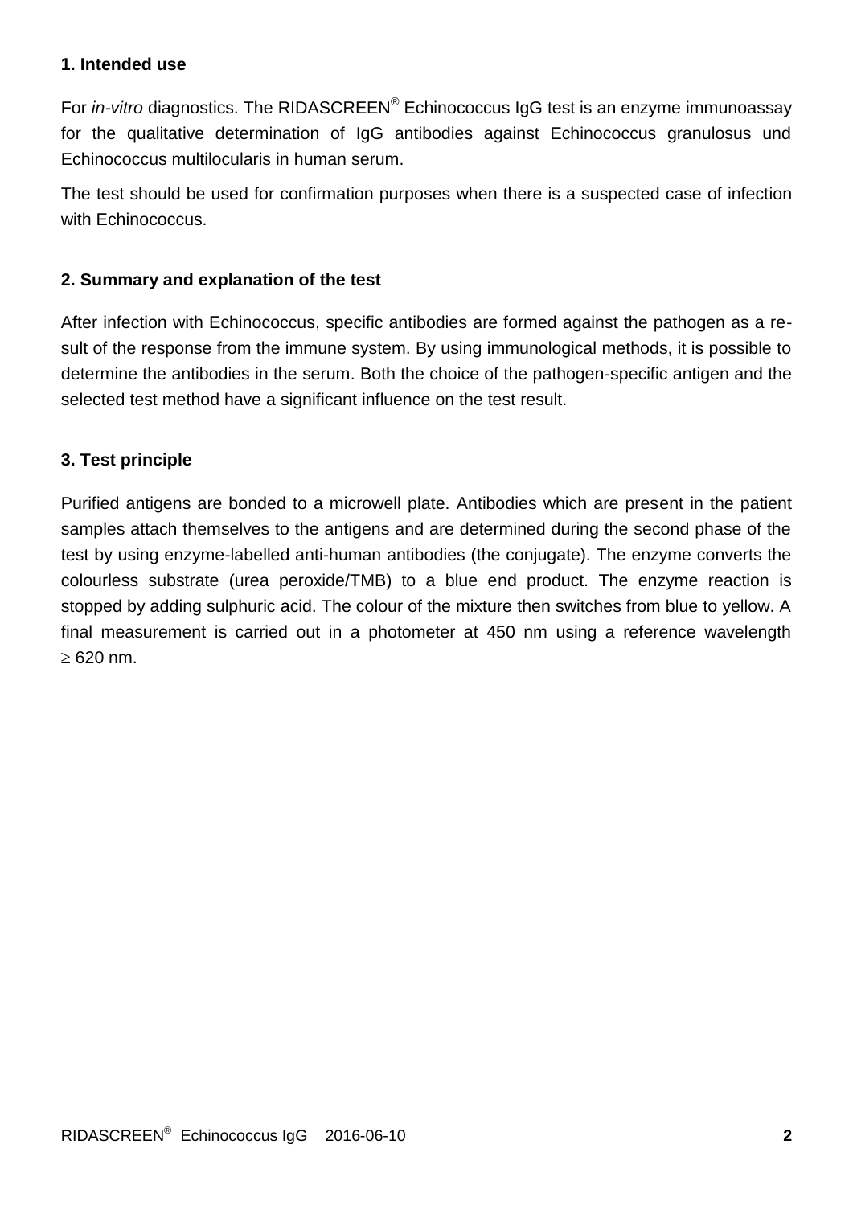## 1. Intended use

For *in-vitro* diagnostics. The RIDASCREEN® Echinococcus IgG test is an enzyme immunoassay for the qualitative determination of IgG antibodies against Echinococcus granulosus und Echinococcus multilocularis in human serum.

The test should be used for confirmation purposes when there is a suspected case of infection with Echinococcus.

## 2. Summary and explanation of the test

After infection with Echinococcus, specific antibodies are formed against the pathogen as a result of the response from the immune system. By using immunological methods, it is possible to determine the antibodies in the serum. Both the choice of the pathogen-specific antigen and the selected test method have a significant influence on the test result.

## 3. Test principle

Purified antigens are bonded to a microwell plate. Antibodies which are present in the patient samples attach themselves to the antigens and are determined during the second phase of the test by using enzyme-labelled anti-human antibodies (the conjugate). The enzyme converts the colourless substrate (urea peroxide/TMB) to a blue end product. The enzyme reaction is stopped by adding sulphuric acid. The colour of the mixture then switches from blue to yellow. A final measurement is carried out in a photometer at 450 nm using a reference wavelength $\geq$ 620 nm.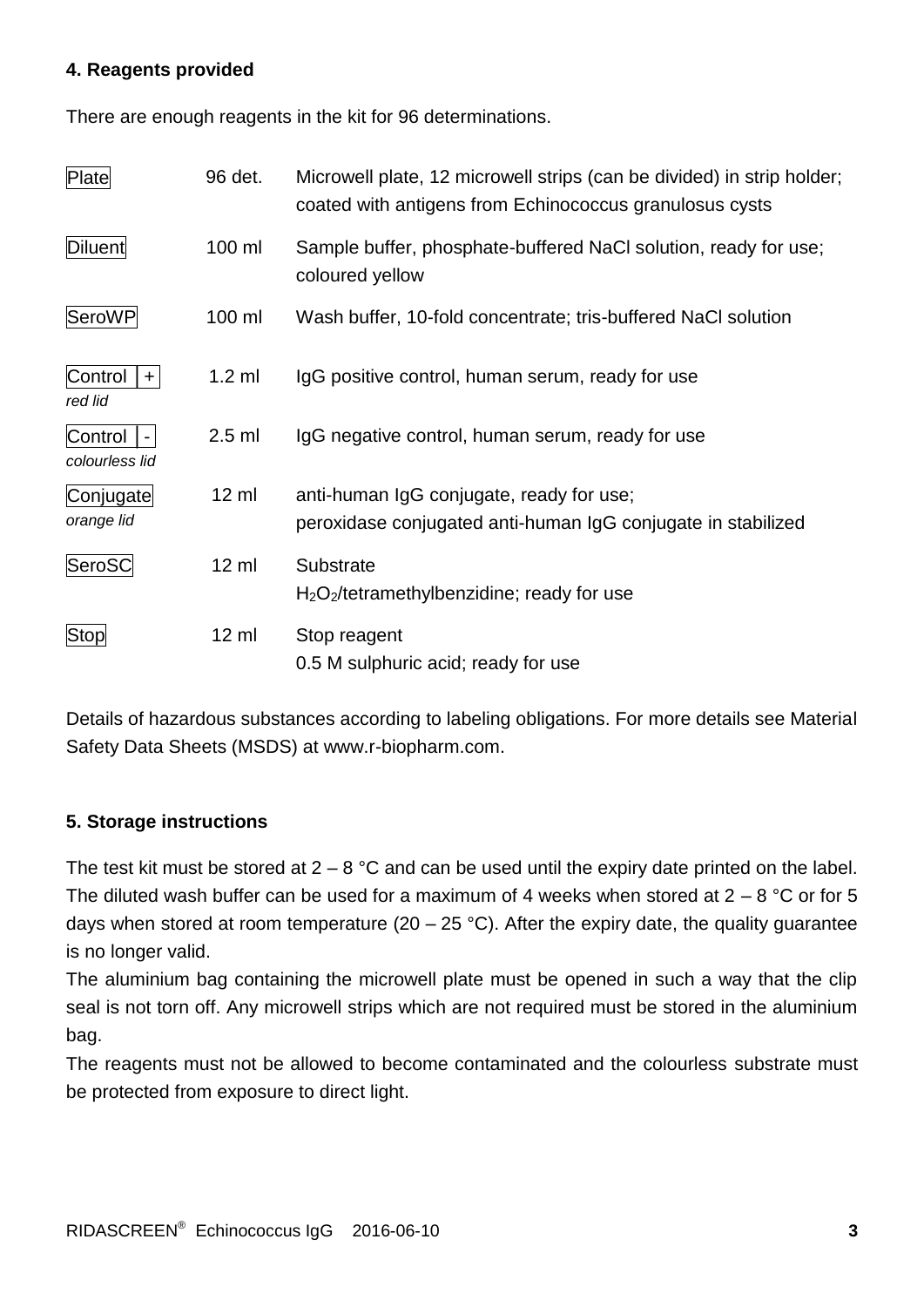## 4. Reagents provided

There are enough reagents in the kit for 96 determinations.

| | | |
|---|---|---|
| Plate | 96 det. | Microwell plate, 12 microwell strips (can be divided) in strip holder; coated with antigens from Echinococcus granulosus cysts |
| Diluent | 100 ml | Sample buffer, phosphate-buffered NaCl solution, ready for use; coloured yellow |
| SeroWP | 100 ml | Wash buffer, 10-fold concentrate; tris-buffered NaCl solution |
| Control + *red lid* | 1.2 ml | IgG positive control, human serum, ready for use |
| Control - *colourless lid* | 2.5 ml | IgG negative control, human serum, ready for use |
| Conjugate *orange lid* | 12 ml | anti-human IgG conjugate, ready for use; peroxidase conjugated anti-human IgG conjugate in stabilized |
| SeroSC | 12 ml | Substrate $H_2O_2$/tetramethylbenzidine; ready for use |
| Stop | 12 ml | Stop reagent 0.5 M sulphuric acid; ready for use |

Details of hazardous substances according to labeling obligations. For more details see Material Safety Data Sheets (MSDS) at www.r-biopharm.com.

## 5. Storage instructions

The test kit must be stored at 2 – 8 °C and can be used until the expiry date printed on the label. The diluted wash buffer can be used for a maximum of 4 weeks when stored at 2 – 8 °C or for 5 days when stored at room temperature (20 – 25 °C). After the expiry date, the quality guarantee is no longer valid.

The aluminium bag containing the microwell plate must be opened in such a way that the clip seal is not torn off. Any microwell strips which are not required must be stored in the aluminium bag.

The reagents must not be allowed to become contaminated and the colourless substrate must be protected from exposure to direct light.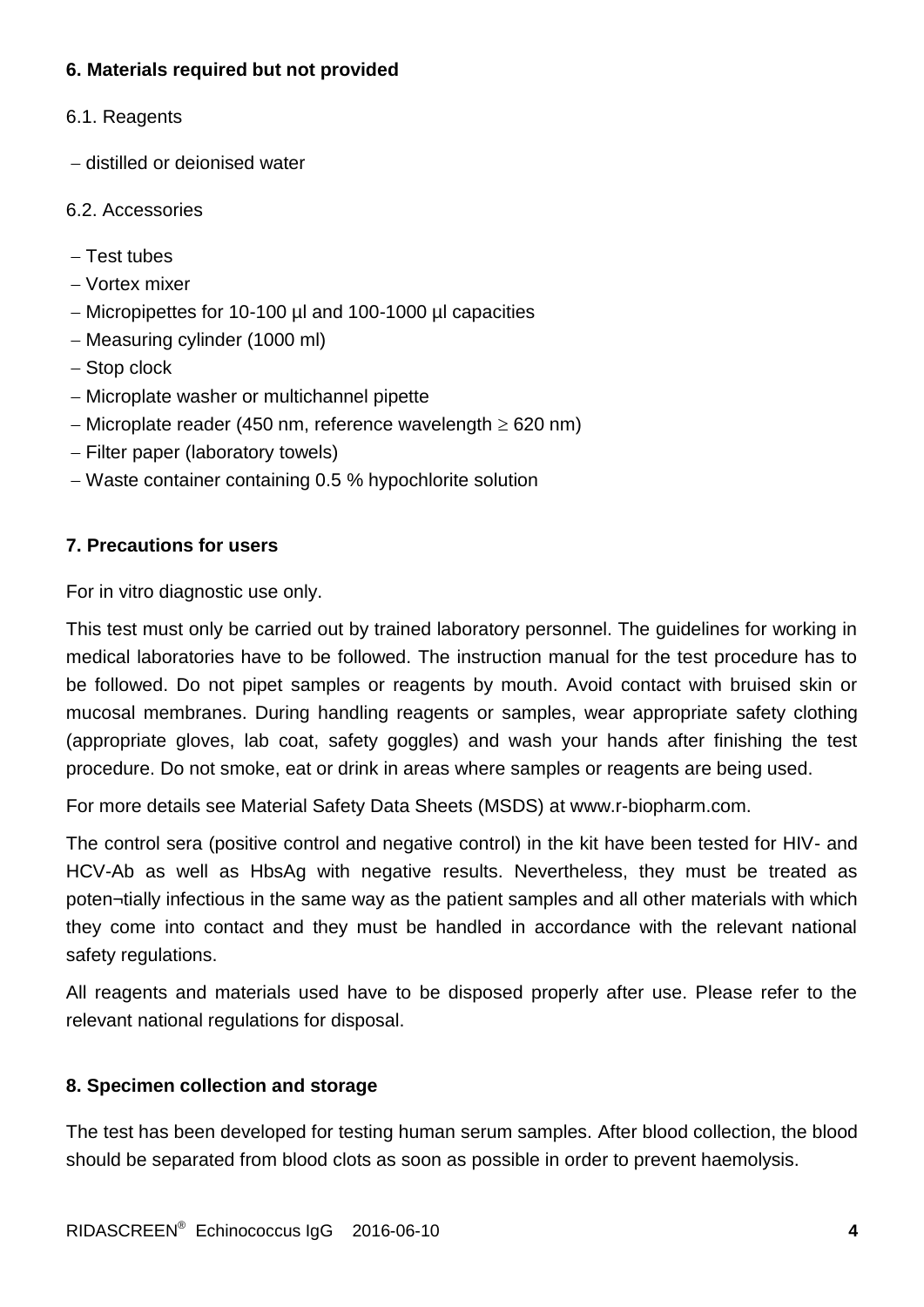## 6. Materials required but not provided

6.1. Reagents

- distilled or deionised water

6.2. Accessories

- Test tubes
- Vortex mixer
- Micropipettes for 10-100 µl and 100-1000 µl capacities
- Measuring cylinder (1000 ml)
- Stop clock
- Microplate washer or multichannel pipette
- Microplate reader (450 nm, reference wavelength ≥ 620 nm)
- Filter paper (laboratory towels)
- Waste container containing 0.5 % hypochlorite solution

## 7. Precautions for users

For in vitro diagnostic use only.

This test must only be carried out by trained laboratory personnel. The guidelines for working in medical laboratories have to be followed. The instruction manual for the test procedure has to be followed. Do not pipet samples or reagents by mouth. Avoid contact with bruised skin or mucosal membranes. During handling reagents or samples, wear appropriate safety clothing (appropriate gloves, lab coat, safety goggles) and wash your hands after finishing the test procedure. Do not smoke, eat or drink in areas where samples or reagents are being used.

For more details see Material Safety Data Sheets (MSDS) at www.r-biopharm.com.

The control sera (positive control and negative control) in the kit have been tested for HIV- and HCV-Ab as well as HbsAg with negative results. Nevertheless, they must be treated as poten¬tially infectious in the same way as the patient samples and all other materials with which they come into contact and they must be handled in accordance with the relevant national safety regulations.

All reagents and materials used have to be disposed properly after use. Please refer to the relevant national regulations for disposal.

## 8. Specimen collection and storage

The test has been developed for testing human serum samples. After blood collection, the blood should be separated from blood clots as soon as possible in order to prevent haemolysis.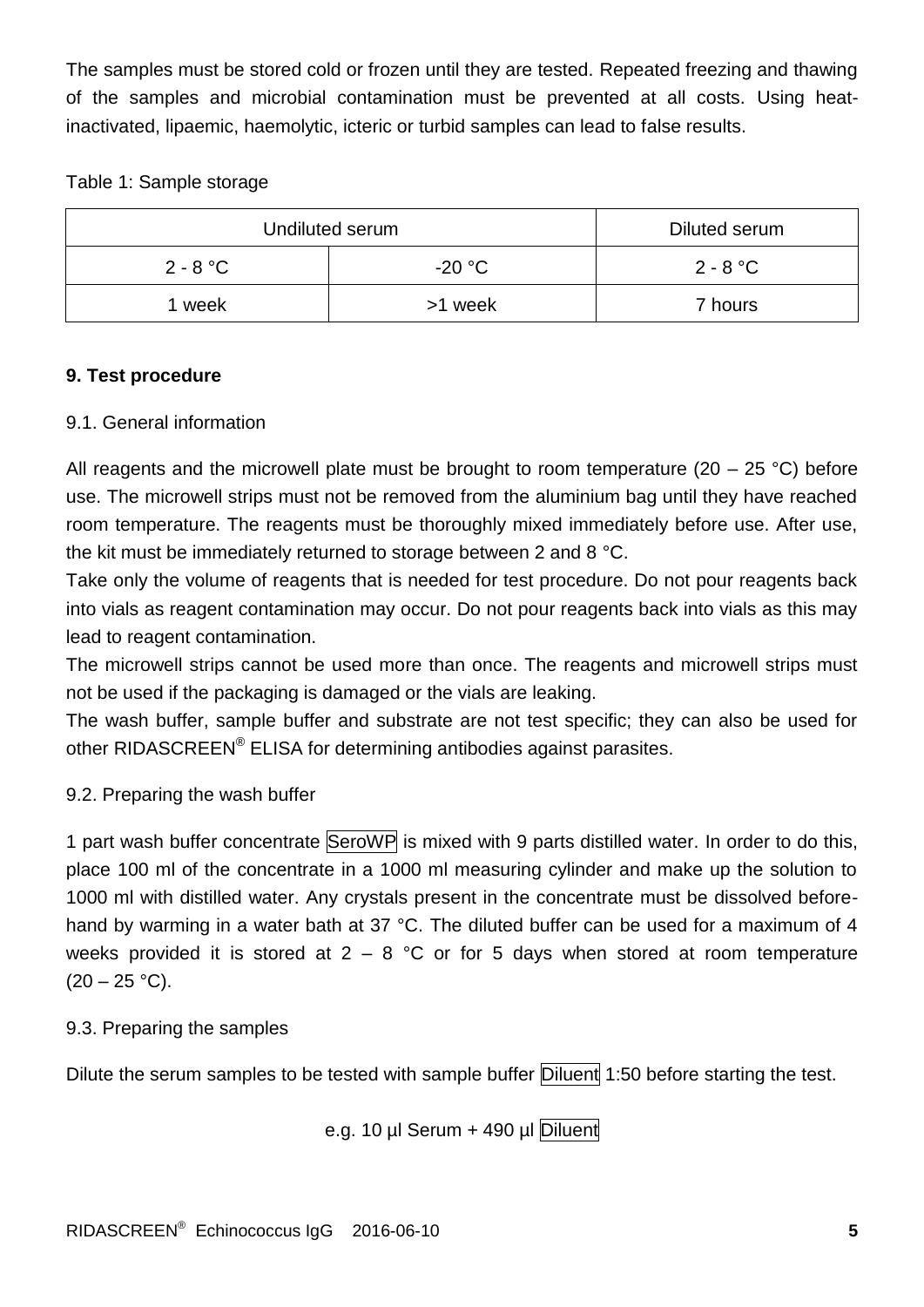The samples must be stored cold or frozen until they are tested. Repeated freezing and thawing of the samples and microbial contamination must be prevented at all costs. Using heat-inactivated, lipaemic, haemolytic, icteric or turbid samples can lead to false results.

Table 1: Sample storage

| Undiluted serum | | Diluted serum |
|---|---|---|
| 2 - 8 °C | -20 °C | 2 - 8 °C |
| 1 week | >1 week | 7 hours |

## 9. Test procedure

### 9.1. General information

All reagents and the microwell plate must be brought to room temperature (20 – 25 °C) before use. The microwell strips must not be removed from the aluminium bag until they have reached room temperature. The reagents must be thoroughly mixed immediately before use. After use, the kit must be immediately returned to storage between 2 and 8 °C.

Take only the volume of reagents that is needed for test procedure. Do not pour reagents back into vials as reagent contamination may occur. Do not pour reagents back into vials as this may lead to reagent contamination.

The microwell strips cannot be used more than once. The reagents and microwell strips must not be used if the packaging is damaged or the vials are leaking.

The wash buffer, sample buffer and substrate are not test specific; they can also be used for other RIDASCREEN® ELISA for determining antibodies against parasites.

### 9.2. Preparing the wash buffer

1 part wash buffer concentrate SeroWP is mixed with 9 parts distilled water. In order to do this, place 100 ml of the concentrate in a 1000 ml measuring cylinder and make up the solution to 1000 ml with distilled water. Any crystals present in the concentrate must be dissolved beforehand by warming in a water bath at 37 °C. The diluted buffer can be used for a maximum of 4 weeks provided it is stored at 2 – 8 °C or for 5 days when stored at room temperature (20 – 25 °C).

### 9.3. Preparing the samples

Dilute the serum samples to be tested with sample buffer Diluent 1:50 before starting the test.

e.g. 10 µl Serum + 490 µl Diluent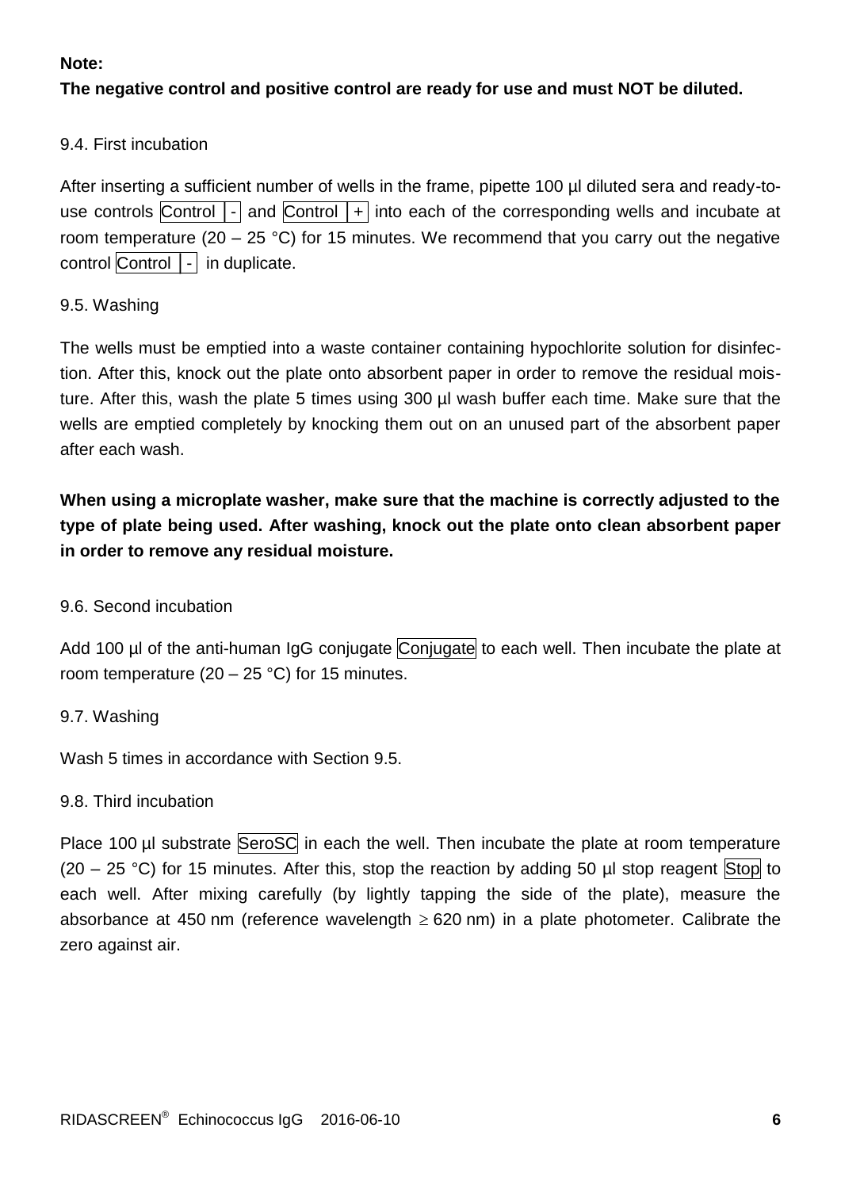**Note:**
**The negative control and positive control are ready for use and must NOT be diluted.**

9.4. First incubation

After inserting a sufficient number of wells in the frame, pipette 100 µl diluted sera and ready-to-use controls Control | - and Control | + into each of the corresponding wells and incubate at room temperature (20 – 25 °C) for 15 minutes. We recommend that you carry out the negative control Control | - in duplicate.

9.5. Washing

The wells must be emptied into a waste container containing hypochlorite solution for disinfection. After this, knock out the plate onto absorbent paper in order to remove the residual moisture. After this, wash the plate 5 times using 300 µl wash buffer each time. Make sure that the wells are emptied completely by knocking them out on an unused part of the absorbent paper after each wash.

**When using a microplate washer, make sure that the machine is correctly adjusted to the type of plate being used. After washing, knock out the plate onto clean absorbent paper in order to remove any residual moisture.**

9.6. Second incubation

Add 100 µl of the anti-human IgG conjugate Conjugate to each well. Then incubate the plate at room temperature (20 – 25 °C) for 15 minutes.

9.7. Washing

Wash 5 times in accordance with Section 9.5.

9.8. Third incubation

Place 100 µl substrate SeroSC in each the well. Then incubate the plate at room temperature (20 – 25 °C) for 15 minutes. After this, stop the reaction by adding 50 µl stop reagent Stop to each well. After mixing carefully (by lightly tapping the side of the plate), measure the absorbance at 450 nm (reference wavelength ≥ 620 nm) in a plate photometer. Calibrate the zero against air.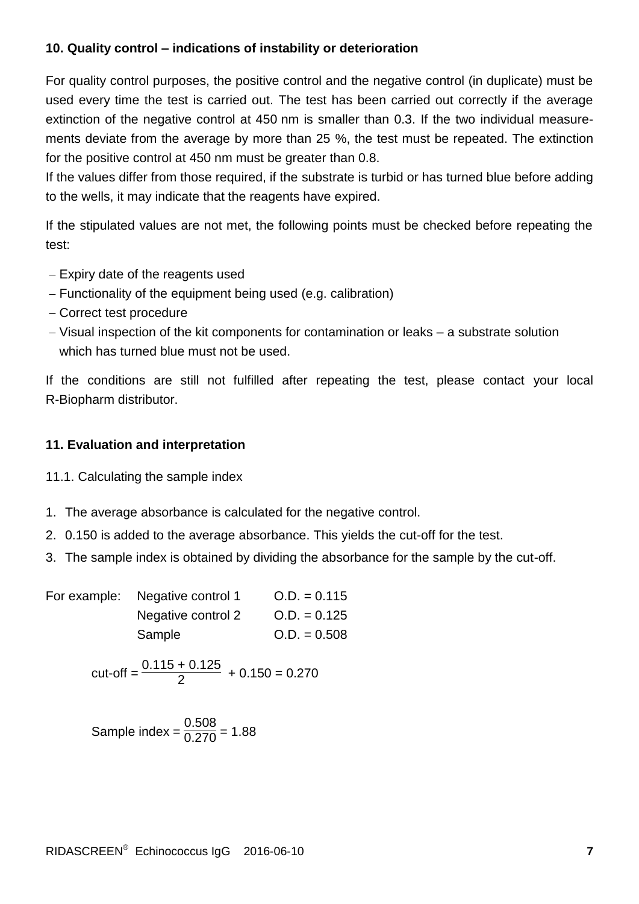## 10. Quality control – indications of instability or deterioration

For quality control purposes, the positive control and the negative control (in duplicate) must be used every time the test is carried out. The test has been carried out correctly if the average extinction of the negative control at 450 nm is smaller than 0.3. If the two individual measurements deviate from the average by more than 25 %, the test must be repeated. The extinction for the positive control at 450 nm must be greater than 0.8.
If the values differ from those required, if the substrate is turbid or has turned blue before adding to the wells, it may indicate that the reagents have expired.

If the stipulated values are not met, the following points must be checked before repeating the test:

- Expiry date of the reagents used
- Functionality of the equipment being used (e.g. calibration)
- Correct test procedure
- Visual inspection of the kit components for contamination or leaks – a substrate solution which has turned blue must not be used.

If the conditions are still not fulfilled after repeating the test, please contact your local R-Biopharm distributor.

## 11. Evaluation and interpretation

11.1. Calculating the sample index

1. The average absorbance is calculated for the negative control.
2. 0.150 is added to the average absorbance. This yields the cut-off for the test.
3. The sample index is obtained by dividing the absorbance for the sample by the cut-off.

For example:

| | |
|---|---|
| Negative control 1 | O.D. = 0.115 |
| Negative control 2 | O.D. = 0.125 |
| Sample | O.D. = 0.508 |

$$\text{cut-off} = \frac{0.115 + 0.125}{2} + 0.150 = 0.270$$

$$\text{Sample index} = \frac{0.508}{0.270} = 1.88$$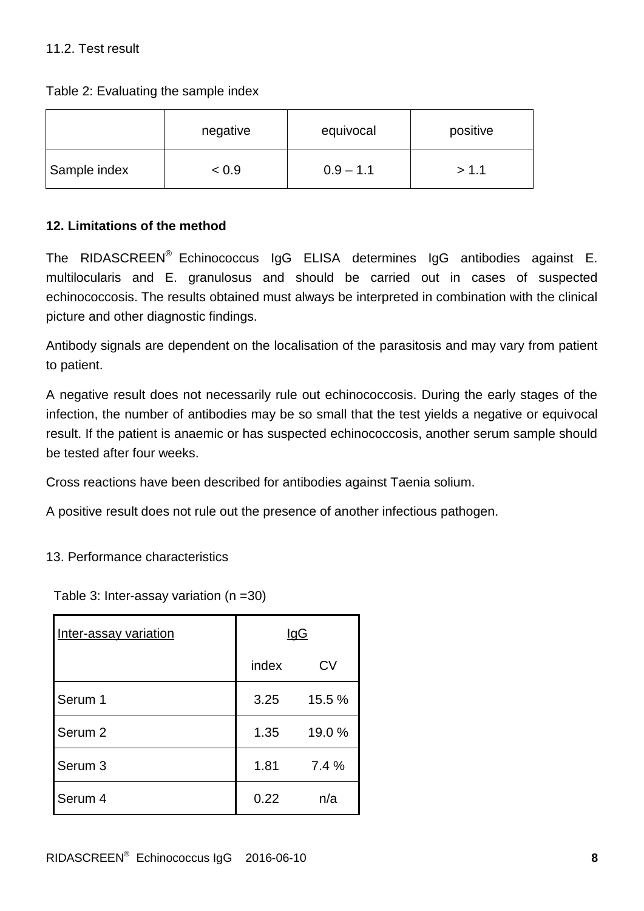### 11.2. Test result

Table 2: Evaluating the sample index

| | negative | equivocal | positive |
|---|---|---|---|
| Sample index | < 0.9 | 0.9 – 1.1 | > 1.1 |

## 12. Limitations of the method

The RIDASCREEN® Echinococcus IgG ELISA determines IgG antibodies against E. multilocularis and E. granulosus and should be carried out in cases of suspected echinococcosis. The results obtained must always be interpreted in combination with the clinical picture and other diagnostic findings.

Antibody signals are dependent on the localisation of the parasitosis and may vary from patient to patient.

A negative result does not necessarily rule out echinococcosis. During the early stages of the infection, the number of antibodies may be so small that the test yields a negative or equivocal result. If the patient is anaemic or has suspected echinococcosis, another serum sample should be tested after four weeks.

Cross reactions have been described for antibodies against Taenia solium.

A positive result does not rule out the presence of another infectious pathogen.

## 13. Performance characteristics

Table 3: Inter-assay variation (n =30)

| Inter-assay variation | IgG | |
|---|---|---|
| | index | CV |
| Serum 1 | 3.25 | 15.5 % |
| Serum 2 | 1.35 | 19.0 % |
| Serum 3 | 1.81 | 7.4 % |
| Serum 4 | 0.22 | n/a |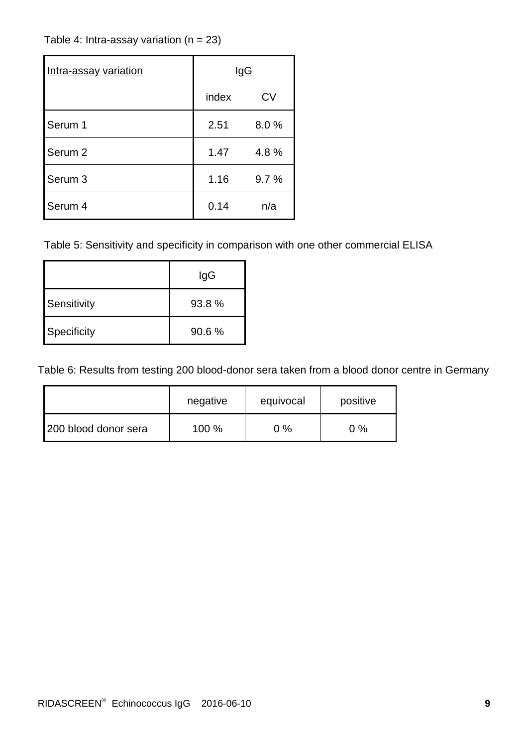Table 4: Intra-assay variation (n = 23)

| Intra-assay variation | IgG | |
|---|---|---|
| | index | CV |
| Serum 1 | 2.51 | 8.0 % |
| Serum 2 | 1.47 | 4.8 % |
| Serum 3 | 1.16 | 9.7 % |
| Serum 4 | 0.14 | n/a |

Table 5: Sensitivity and specificity in comparison with one other commercial ELISA

| | IgG |
|---|---|
| Sensitivity | 93.8 % |
| Specificity | 90.6 % |

Table 6: Results from testing 200 blood-donor sera taken from a blood donor centre in Germany

| | negative | equivocal | positive |
|---|---|---|---|
| 200 blood donor sera | 100 % | 0 % | 0 % |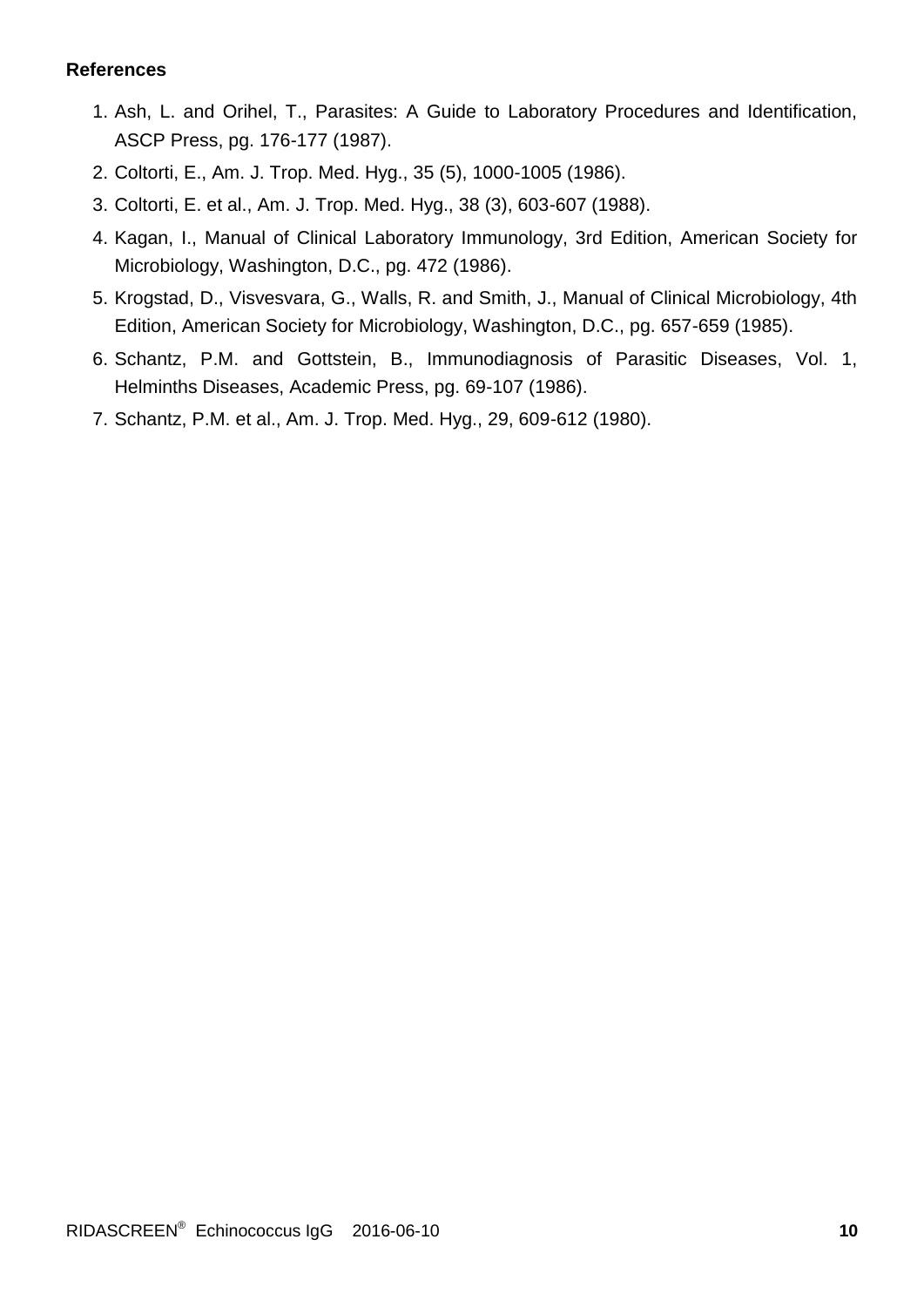**References**

1. Ash, L. and Orihel, T., Parasites: A Guide to Laboratory Procedures and Identification, ASCP Press, pg. 176-177 (1987).
2. Coltorti, E., Am. J. Trop. Med. Hyg., 35 (5), 1000-1005 (1986).
3. Coltorti, E. et al., Am. J. Trop. Med. Hyg., 38 (3), 603-607 (1988).
4. Kagan, I., Manual of Clinical Laboratory Immunology, 3rd Edition, American Society for Microbiology, Washington, D.C., pg. 472 (1986).
5. Krogstad, D., Visvesvara, G., Walls, R. and Smith, J., Manual of Clinical Microbiology, 4th Edition, American Society for Microbiology, Washington, D.C., pg. 657-659 (1985).
6. Schantz, P.M. and Gottstein, B., Immunodiagnosis of Parasitic Diseases, Vol. 1, Helminths Diseases, Academic Press, pg. 69-107 (1986).
7. Schantz, P.M. et al., Am. J. Trop. Med. Hyg., 29, 609-612 (1980).